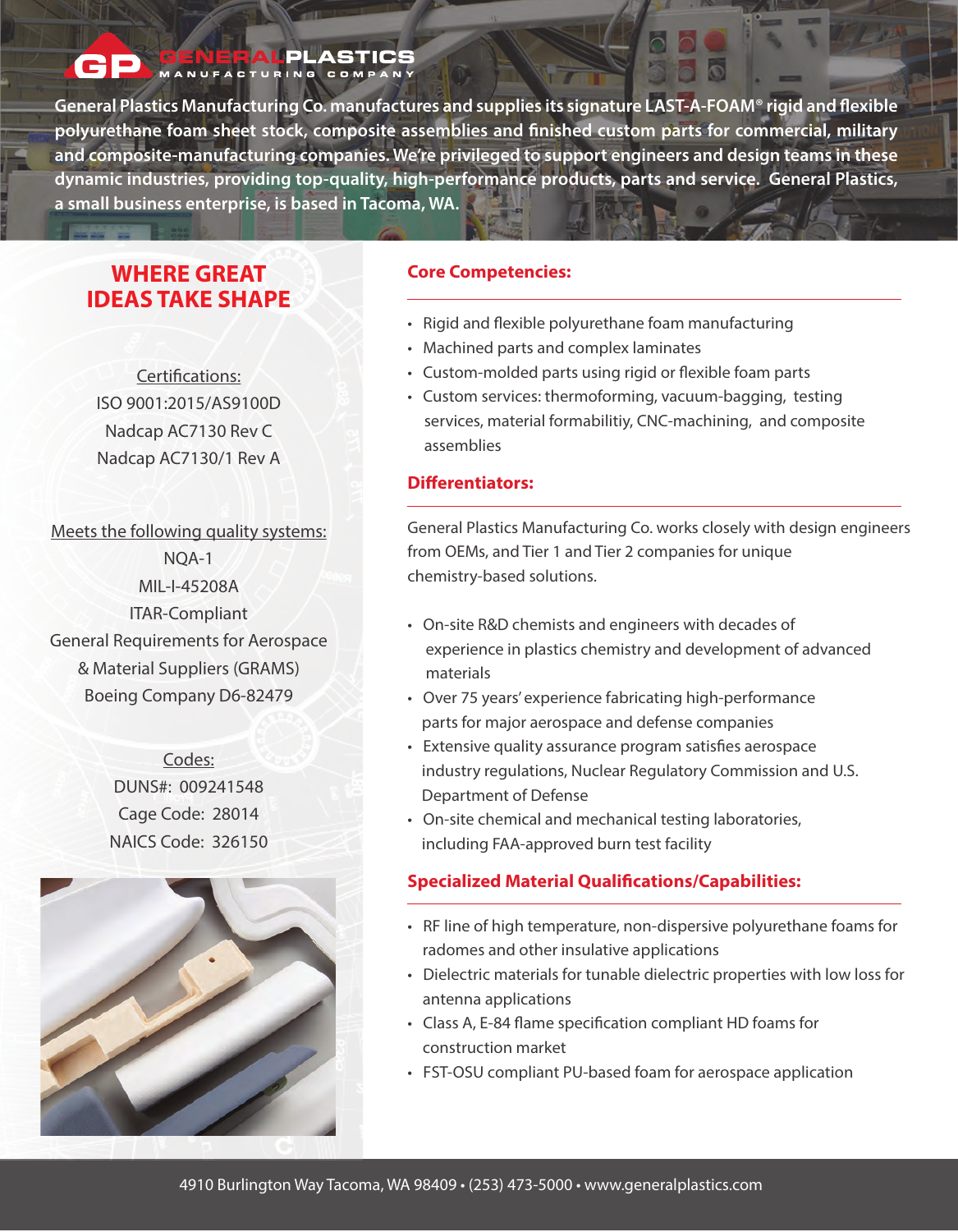GENERAL PLASTICS MANUFACTURING COMPANY

General Plastics Manufacturing Co. manufactures and supplies its signature LAST-A-FOAM® rigid and flexible polyurethane foam sheet stock, composite assemblies and finished custom parts for commercial, military and composite-manufacturing companies. We're privileged to support engineers and design teams in these dynamic industries, providing top-quality, high-performance products, parts and service. General Plastics, a small business enterprise, is based in Tacoma, WA.

## WHERE GREAT IDEAS TAKE SHAPE

Certifications:

ISO 9001:2015/AS9100D
Nadcap AC7130 Rev C
Nadcap AC7130/1 Rev A

Meets the following quality systems:

NQA-1
MIL-I-45208A
ITAR-Compliant
General Requirements for Aerospace & Material Suppliers (GRAMS)
Boeing Company D6-82479

Codes:

DUNS#: 009241548
Cage Code: 28014
NAICS Code: 326150

### Core Competencies:

- Rigid and flexible polyurethane foam manufacturing
- Machined parts and complex laminates
- Custom-molded parts using rigid or flexible foam parts
- Custom services: thermoforming, vacuum-bagging, testing services, material formabilitiy, CNC-machining, and composite assemblies

### Differentiators:

General Plastics Manufacturing Co. works closely with design engineers from OEMs, and Tier 1 and Tier 2 companies for unique chemistry-based solutions.

- On-site R&D chemists and engineers with decades of experience in plastics chemistry and development of advanced materials
- Over 75 years' experience fabricating high-performance parts for major aerospace and defense companies
- Extensive quality assurance program satisfies aerospace industry regulations, Nuclear Regulatory Commission and U.S. Department of Defense
- On-site chemical and mechanical testing laboratories, including FAA-approved burn test facility

### Specialized Material Qualifications/Capabilities:

- RF line of high temperature, non-dispersive polyurethane foams for radomes and other insulative applications
- Dielectric materials for tunable dielectric properties with low loss for antenna applications
- Class A, E-84 flame specification compliant HD foams for construction market
- FST-OSU compliant PU-based foam for aerospace application

4910 Burlington Way Tacoma, WA 98409 • (253) 473-5000 • www.generalplastics.com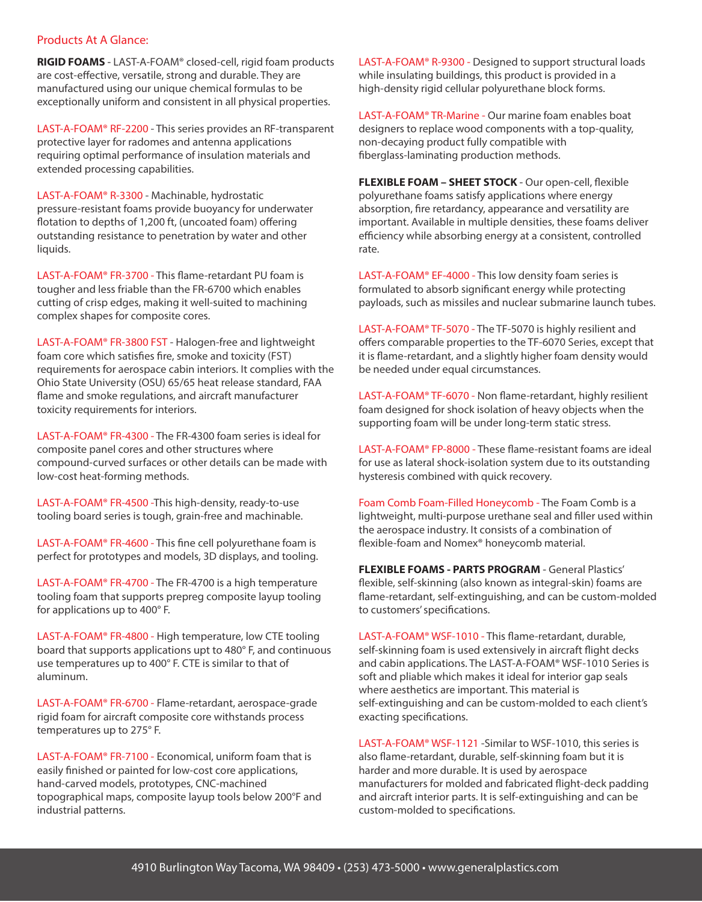## Products At A Glance:

**RIGID FOAMS** - LAST-A-FOAM® closed-cell, rigid foam products are cost-effective, versatile, strong and durable. They are manufactured using our unique chemical formulas to be exceptionally uniform and consistent in all physical properties.

LAST-A-FOAM® RF-2200 - This series provides an RF-transparent protective layer for radomes and antenna applications requiring optimal performance of insulation materials and extended processing capabilities.

LAST-A-FOAM® R-3300 - Machinable, hydrostatic pressure-resistant foams provide buoyancy for underwater flotation to depths of 1,200 ft, (uncoated foam) offering outstanding resistance to penetration by water and other liquids.

LAST-A-FOAM® FR-3700 - This flame-retardant PU foam is tougher and less friable than the FR-6700 which enables cutting of crisp edges, making it well-suited to machining complex shapes for composite cores.

LAST-A-FOAM® FR-3800 FST - Halogen-free and lightweight foam core which satisfies fire, smoke and toxicity (FST) requirements for aerospace cabin interiors. It complies with the Ohio State University (OSU) 65/65 heat release standard, FAA flame and smoke regulations, and aircraft manufacturer toxicity requirements for interiors.

LAST-A-FOAM® FR-4300 - The FR-4300 foam series is ideal for composite panel cores and other structures where compound-curved surfaces or other details can be made with low-cost heat-forming methods.

LAST-A-FOAM® FR-4500 -This high-density, ready-to-use tooling board series is tough, grain-free and machinable.

LAST-A-FOAM® FR-4600 - This fine cell polyurethane foam is perfect for prototypes and models, 3D displays, and tooling.

LAST-A-FOAM® FR-4700 - The FR-4700 is a high temperature tooling foam that supports prepreg composite layup tooling for applications up to 400° F.

LAST-A-FOAM® FR-4800 - High temperature, low CTE tooling board that supports applications upt to 480° F, and continuous use temperatures up to 400° F. CTE is similar to that of aluminum.

LAST-A-FOAM® FR-6700 - Flame-retardant, aerospace-grade rigid foam for aircraft composite core withstands process temperatures up to 275° F.

LAST-A-FOAM® FR-7100 - Economical, uniform foam that is easily finished or painted for low-cost core applications, hand-carved models, prototypes, CNC-machined topographical maps, composite layup tools below 200°F and industrial patterns.

LAST-A-FOAM® R-9300 - Designed to support structural loads while insulating buildings, this product is provided in a high-density rigid cellular polyurethane block forms.

LAST-A-FOAM® TR-Marine - Our marine foam enables boat designers to replace wood components with a top-quality, non-decaying product fully compatible with fiberglass-laminating production methods.

**FLEXIBLE FOAM – SHEET STOCK** - Our open-cell, flexible polyurethane foams satisfy applications where energy absorption, fire retardancy, appearance and versatility are important. Available in multiple densities, these foams deliver efficiency while absorbing energy at a consistent, controlled rate.

LAST-A-FOAM® EF-4000 - This low density foam series is formulated to absorb significant energy while protecting payloads, such as missiles and nuclear submarine launch tubes.

LAST-A-FOAM® TF-5070 - The TF-5070 is highly resilient and offers comparable properties to the TF-6070 Series, except that it is flame-retardant, and a slightly higher foam density would be needed under equal circumstances.

LAST-A-FOAM® TF-6070 - Non flame-retardant, highly resilient foam designed for shock isolation of heavy objects when the supporting foam will be under long-term static stress.

LAST-A-FOAM® FP-8000 - These flame-resistant foams are ideal for use as lateral shock-isolation system due to its outstanding hysteresis combined with quick recovery.

Foam Comb Foam-Filled Honeycomb - The Foam Comb is a lightweight, multi-purpose urethane seal and filler used within the aerospace industry. It consists of a combination of flexible-foam and Nomex® honeycomb material.

**FLEXIBLE FOAMS - PARTS PROGRAM** - General Plastics' flexible, self-skinning (also known as integral-skin) foams are flame-retardant, self-extinguishing, and can be custom-molded to customers' specifications.

LAST-A-FOAM® WSF-1010 - This flame-retardant, durable, self-skinning foam is used extensively in aircraft flight decks and cabin applications. The LAST-A-FOAM® WSF-1010 Series is soft and pliable which makes it ideal for interior gap seals where aesthetics are important. This material is self-extinguishing and can be custom-molded to each client's exacting specifications.

LAST-A-FOAM® WSF-1121 -Similar to WSF-1010, this series is also flame-retardant, durable, self-skinning foam but it is harder and more durable. It is used by aerospace manufacturers for molded and fabricated flight-deck padding and aircraft interior parts. It is self-extinguishing and can be custom-molded to specifications.

4910 Burlington Way Tacoma, WA 98409 • (253) 473-5000 • www.generalplastics.com